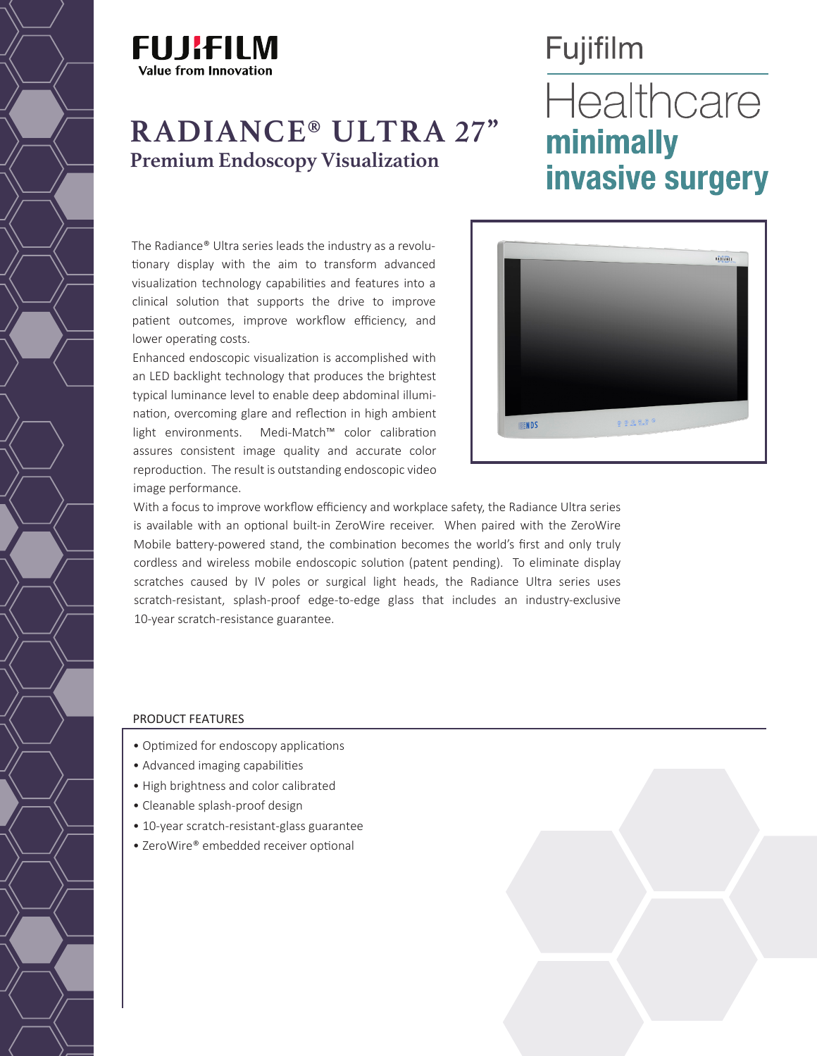FUJIFILM
Value from Innovation

# RADIANCE® ULTRA 27"

## Premium Endoscopy Visualization

Fujifilm

Healthcare
**minimally invasive surgery**

The Radiance® Ultra series leads the industry as a revolutionary display with the aim to transform advanced visualization technology capabilities and features into a clinical solution that supports the drive to improve patient outcomes, improve workflow efficiency, and lower operating costs.

Enhanced endoscopic visualization is accomplished with an LED backlight technology that produces the brightest typical luminance level to enable deep abdominal illumination, overcoming glare and reflection in high ambient light environments. Medi-Match™ color calibration assures consistent image quality and accurate color reproduction. The result is outstanding endoscopic video image performance.

With a focus to improve workflow efficiency and workplace safety, the Radiance Ultra series is available with an optional built-in ZeroWire receiver. When paired with the ZeroWire Mobile battery-powered stand, the combination becomes the world's first and only truly cordless and wireless mobile endoscopic solution (patent pending). To eliminate display scratches caused by IV poles or surgical light heads, the Radiance Ultra series uses scratch-resistant, splash-proof edge-to-edge glass that includes an industry-exclusive 10-year scratch-resistance guarantee.

### PRODUCT FEATURES

- Optimized for endoscopy applications
- Advanced imaging capabilities
- High brightness and color calibrated
- Cleanable splash-proof design
- 10-year scratch-resistant-glass guarantee
- ZeroWire® embedded receiver optional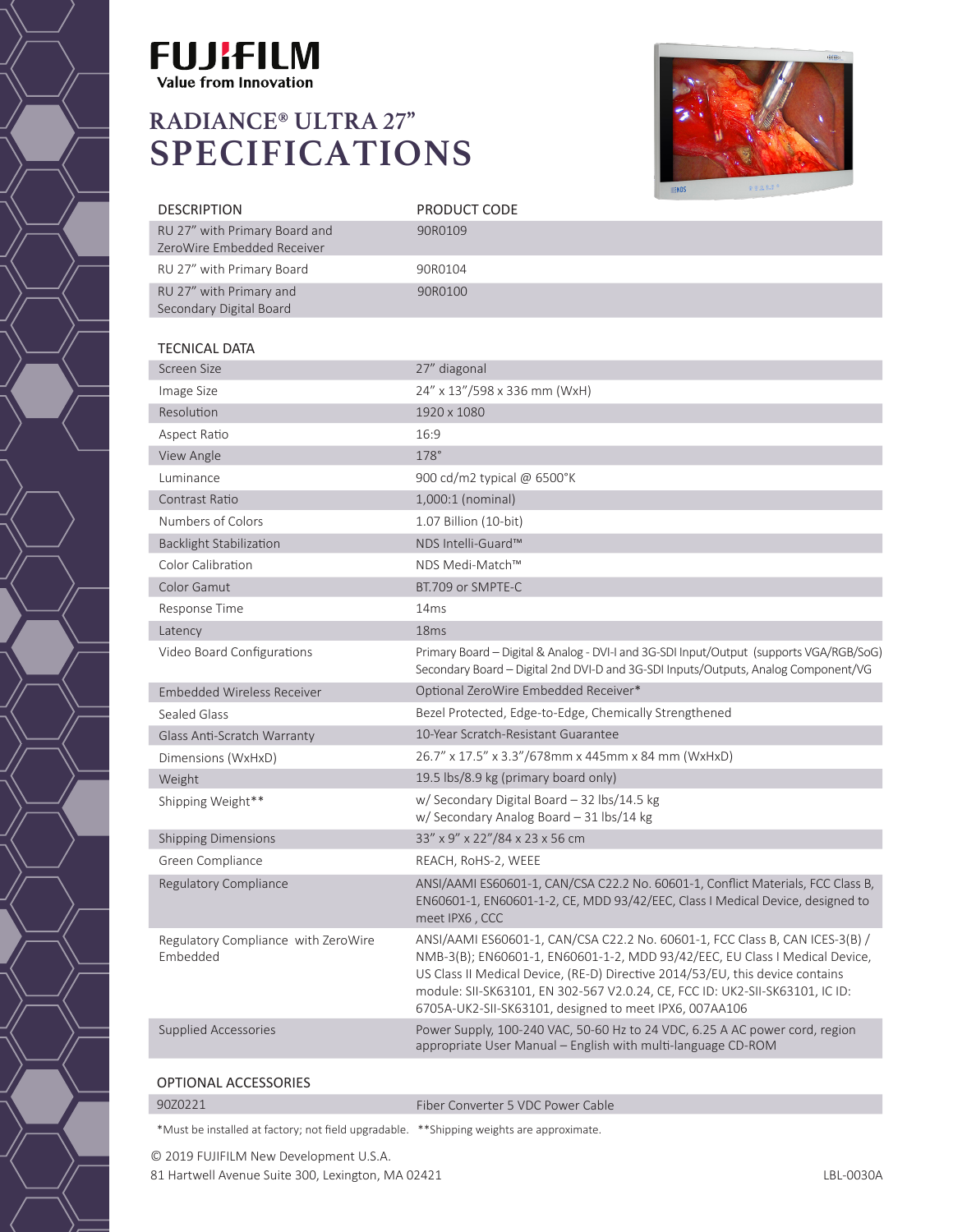# FUJIFILM

Value from Innovation

## RADIANCE® ULTRA 27"
# SPECIFICATIONS

| DESCRIPTION | PRODUCT CODE |
| --- | --- |
| RU 27" with Primary Board and ZeroWire Embedded Receiver | 90R0109 |
| RU 27" with Primary Board | 90R0104 |
| RU 27" with Primary and Secondary Digital Board | 90R0100 |

## TECNICAL DATA

| | |
| --- | --- |
| Screen Size | 27" diagonal |
| Image Size | 24" x 13"/598 x 336 mm (WxH) |
| Resolution | 1920 x 1080 |
| Aspect Ratio | 16:9 |
| View Angle | 178° |
| Luminance | 900 cd/m2 typical @ 6500°K |
| Contrast Ratio | 1,000:1 (nominal) |
| Numbers of Colors | 1.07 Billion (10-bit) |
| Backlight Stabilization | NDS Intelli-Guard™ |
| Color Calibration | NDS Medi-Match™ |
| Color Gamut | BT.709 or SMPTE-C |
| Response Time | 14ms |
| Latency | 18ms |
| Video Board Configurations | Primary Board – Digital & Analog - DVI-I and 3G-SDI Input/Output (supports VGA/RGB/SoG) Secondary Board – Digital 2nd DVI-D and 3G-SDI Inputs/Outputs, Analog Component/VG |
| Embedded Wireless Receiver | Optional ZeroWire Embedded Receiver* |
| Sealed Glass | Bezel Protected, Edge-to-Edge, Chemically Strengthened |
| Glass Anti-Scratch Warranty | 10-Year Scratch-Resistant Guarantee |
| Dimensions (WxHxD) | 26.7" x 17.5" x 3.3"/678mm x 445mm x 84 mm (WxHxD) |
| Weight | 19.5 lbs/8.9 kg (primary board only) |
| Shipping Weight** | w/ Secondary Digital Board – 32 lbs/14.5 kg<br>w/ Secondary Analog Board – 31 lbs/14 kg |
| Shipping Dimensions | 33" x 9" x 22"/84 x 23 x 56 cm |
| Green Compliance | REACH, RoHS-2, WEEE |
| Regulatory Compliance | ANSI/AAMI ES60601-1, CAN/CSA C22.2 No. 60601-1, Conflict Materials, FCC Class B, EN60601-1, EN60601-1-2, CE, MDD 93/42/EEC, Class I Medical Device, designed to meet IPX6 , CCC |
| Regulatory Compliance with ZeroWire Embedded | ANSI/AAMI ES60601-1, CAN/CSA C22.2 No. 60601-1, FCC Class B, CAN ICES-3(B) / NMB-3(B); EN60601-1, EN60601-1-2, MDD 93/42/EEC, EU Class I Medical Device, US Class II Medical Device, (RE-D) Directive 2014/53/EU, this device contains module: SII-SK63101, EN 302-567 V2.0.24, CE, FCC ID: UK2-SII-SK63101, IC ID: 6705A-UK2-SII-SK63101, designed to meet IPX6, 007AA106 |
| Supplied Accessories | Power Supply, 100-240 VAC, 50-60 Hz to 24 VDC, 6.25 A AC power cord, region appropriate User Manual – English with multi-language CD-ROM |

## OPTIONAL ACCESSORIES

| | |
| --- | --- |
| 90Z0221 | Fiber Converter 5 VDC Power Cable |

*Must be installed at factory; not field upgradable. **Shipping weights are approximate.

© 2019 FUJIFILM New Development U.S.A.
81 Hartwell Avenue Suite 300, Lexington, MA 02421

LBL-0030A